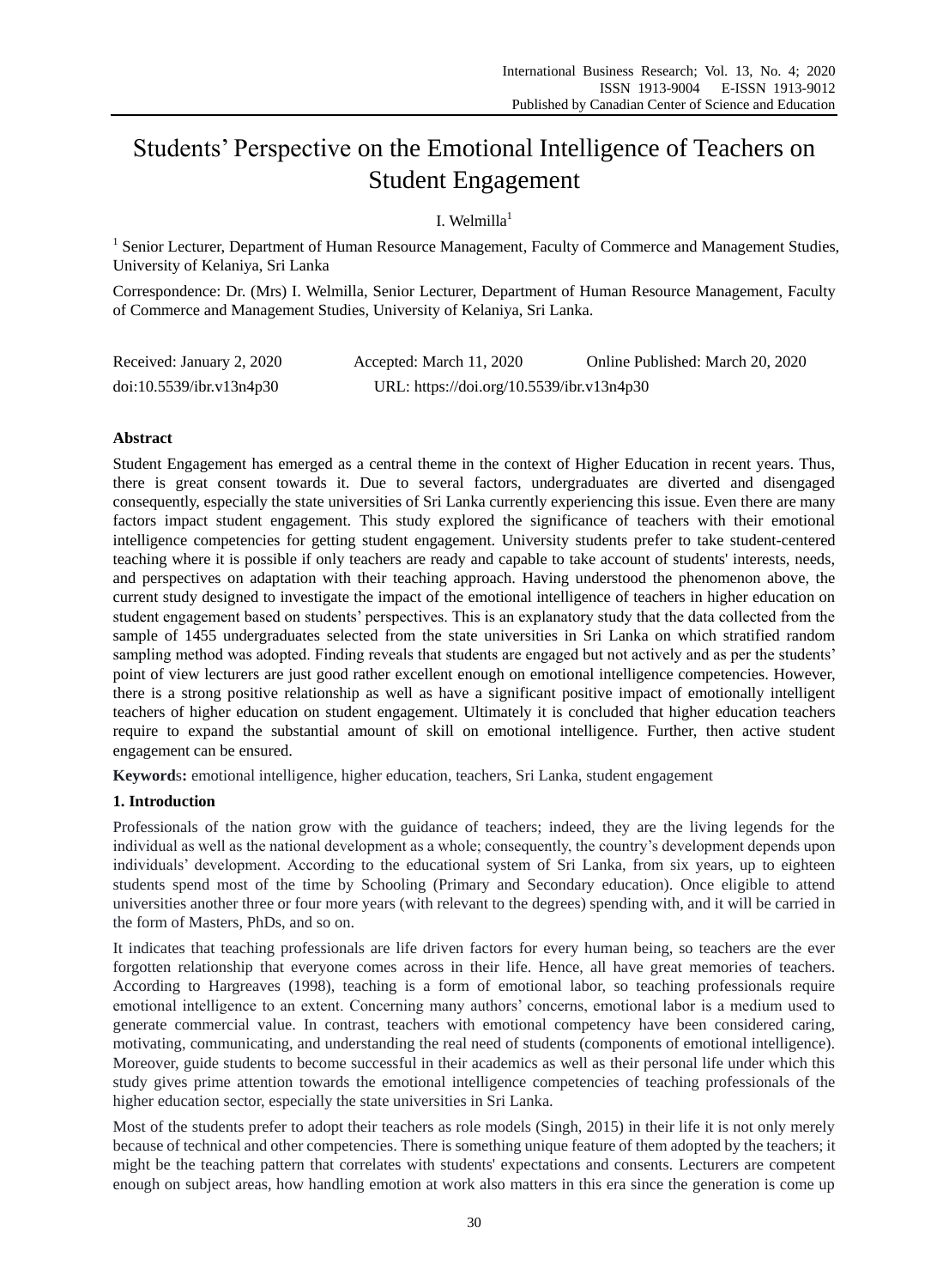# Students' Perspective on the Emotional Intelligence of Teachers on Student Engagement

I. Welmilla[1]

[1] Senior Lecturer, Department of Human Resource Management, Faculty of Commerce and Management Studies, University of Kelaniya, Sri Lanka

Correspondence: Dr. (Mrs) I. Welmilla, Senior Lecturer, Department of Human Resource Management, Faculty of Commerce and Management Studies, University of Kelaniya, Sri Lanka.

Received: January 2, 2020 Accepted: March 11, 2020 Online Published: March 20, 2020

doi:10.5539/ibr.v13n4p30 URL: https://doi.org/10.5539/ibr.v13n4p30

## Abstract

Student Engagement has emerged as a central theme in the context of Higher Education in recent years. Thus, there is great consent towards it. Due to several factors, undergraduates are diverted and disengaged consequently, especially the state universities of Sri Lanka currently experiencing this issue. Even there are many factors impact student engagement. This study explored the significance of teachers with their emotional intelligence competencies for getting student engagement. University students prefer to take student-centered teaching where it is possible if only teachers are ready and capable to take account of students' interests, needs, and perspectives on adaptation with their teaching approach. Having understood the phenomenon above, the current study designed to investigate the impact of the emotional intelligence of teachers in higher education on student engagement based on students' perspectives. This is an explanatory study that the data collected from the sample of 1455 undergraduates selected from the state universities in Sri Lanka on which stratified random sampling method was adopted. Finding reveals that students are engaged but not actively and as per the students' point of view lecturers are just good rather excellent enough on emotional intelligence competencies. However, there is a strong positive relationship as well as have a significant positive impact of emotionally intelligent teachers of higher education on student engagement. Ultimately it is concluded that higher education teachers require to expand the substantial amount of skill on emotional intelligence. Further, then active student engagement can be ensured.

**Keywords:** emotional intelligence, higher education, teachers, Sri Lanka, student engagement

## 1. Introduction

Professionals of the nation grow with the guidance of teachers; indeed, they are the living legends for the individual as well as the national development as a whole; consequently, the country's development depends upon individuals' development. According to the educational system of Sri Lanka, from six years, up to eighteen students spend most of the time by Schooling (Primary and Secondary education). Once eligible to attend universities another three or four more years (with relevant to the degrees) spending with, and it will be carried in the form of Masters, PhDs, and so on.

It indicates that teaching professionals are life driven factors for every human being, so teachers are the ever forgotten relationship that everyone comes across in their life. Hence, all have great memories of teachers. According to Hargreaves (1998), teaching is a form of emotional labor, so teaching professionals require emotional intelligence to an extent. Concerning many authors' concerns, emotional labor is a medium used to generate commercial value. In contrast, teachers with emotional competency have been considered caring, motivating, communicating, and understanding the real need of students (components of emotional intelligence). Moreover, guide students to become successful in their academics as well as their personal life under which this study gives prime attention towards the emotional intelligence competencies of teaching professionals of the higher education sector, especially the state universities in Sri Lanka.

Most of the students prefer to adopt their teachers as role models (Singh, 2015) in their life it is not only merely because of technical and other competencies. There is something unique feature of them adopted by the teachers; it might be the teaching pattern that correlates with students' expectations and consents. Lecturers are competent enough on subject areas, how handling emotion at work also matters in this era since the generation is come up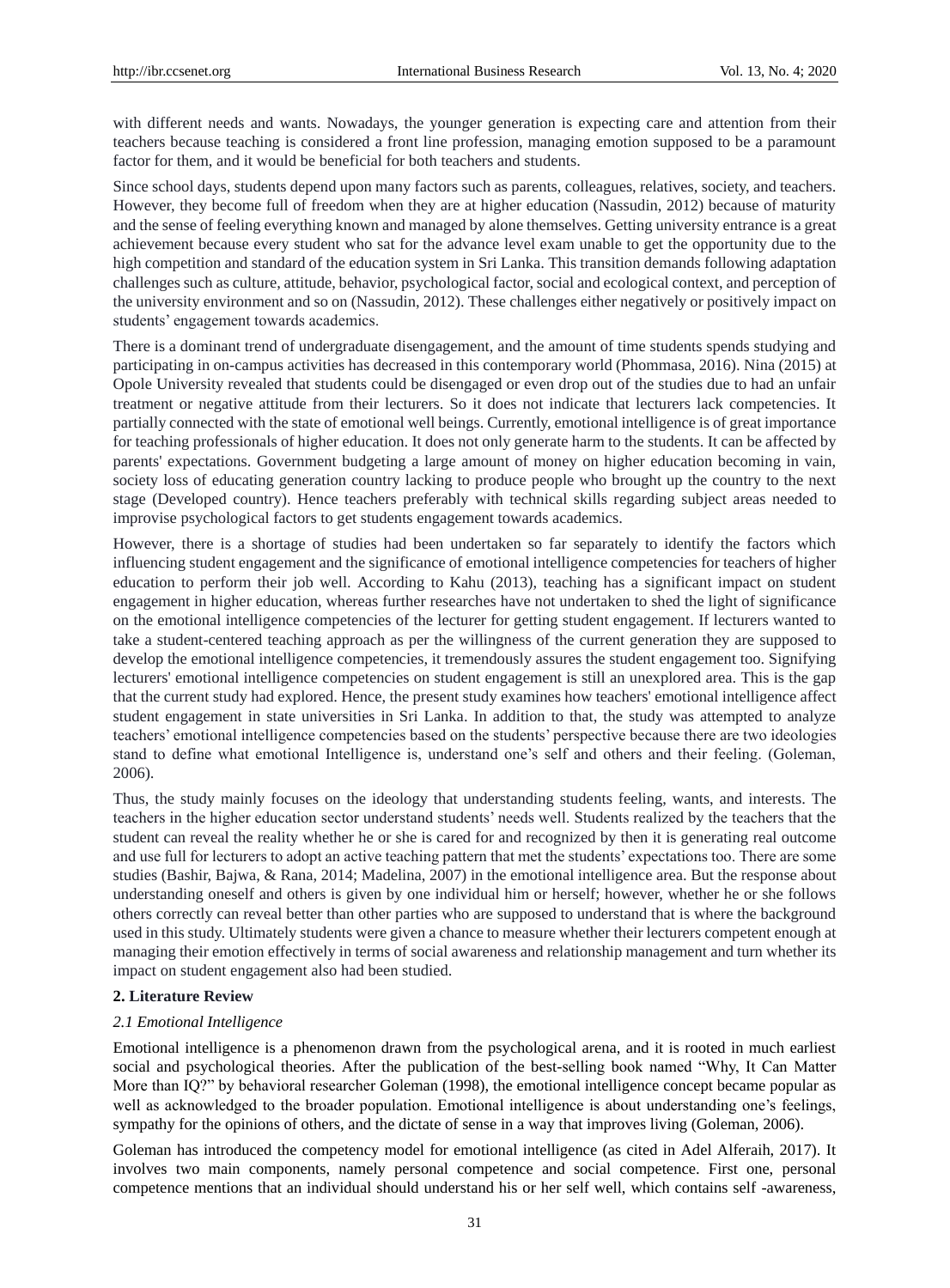with different needs and wants. Nowadays, the younger generation is expecting care and attention from their teachers because teaching is considered a front line profession, managing emotion supposed to be a paramount factor for them, and it would be beneficial for both teachers and students.

Since school days, students depend upon many factors such as parents, colleagues, relatives, society, and teachers. However, they become full of freedom when they are at higher education (Nassudin, 2012) because of maturity and the sense of feeling everything known and managed by alone themselves. Getting university entrance is a great achievement because every student who sat for the advance level exam unable to get the opportunity due to the high competition and standard of the education system in Sri Lanka. This transition demands following adaptation challenges such as culture, attitude, behavior, psychological factor, social and ecological context, and perception of the university environment and so on (Nassudin, 2012). These challenges either negatively or positively impact on students' engagement towards academics.

There is a dominant trend of undergraduate disengagement, and the amount of time students spends studying and participating in on-campus activities has decreased in this contemporary world (Phommasa, 2016). Nina (2015) at Opole University revealed that students could be disengaged or even drop out of the studies due to had an unfair treatment or negative attitude from their lecturers. So it does not indicate that lecturers lack competencies. It partially connected with the state of emotional well beings. Currently, emotional intelligence is of great importance for teaching professionals of higher education. It does not only generate harm to the students. It can be affected by parents' expectations. Government budgeting a large amount of money on higher education becoming in vain, society loss of educating generation country lacking to produce people who brought up the country to the next stage (Developed country). Hence teachers preferably with technical skills regarding subject areas needed to improvise psychological factors to get students engagement towards academics.

However, there is a shortage of studies had been undertaken so far separately to identify the factors which influencing student engagement and the significance of emotional intelligence competencies for teachers of higher education to perform their job well. According to Kahu (2013), teaching has a significant impact on student engagement in higher education, whereas further researches have not undertaken to shed the light of significance on the emotional intelligence competencies of the lecturer for getting student engagement. If lecturers wanted to take a student-centered teaching approach as per the willingness of the current generation they are supposed to develop the emotional intelligence competencies, it tremendously assures the student engagement too. Signifying lecturers' emotional intelligence competencies on student engagement is still an unexplored area. This is the gap that the current study had explored. Hence, the present study examines how teachers' emotional intelligence affect student engagement in state universities in Sri Lanka. In addition to that, the study was attempted to analyze teachers' emotional intelligence competencies based on the students' perspective because there are two ideologies stand to define what emotional Intelligence is, understand one's self and others and their feeling. (Goleman, 2006).

Thus, the study mainly focuses on the ideology that understanding students feeling, wants, and interests. The teachers in the higher education sector understand students' needs well. Students realized by the teachers that the student can reveal the reality whether he or she is cared for and recognized by then it is generating real outcome and use full for lecturers to adopt an active teaching pattern that met the students' expectations too. There are some studies (Bashir, Bajwa, & Rana, 2014; Madelina, 2007) in the emotional intelligence area. But the response about understanding oneself and others is given by one individual him or herself; however, whether he or she follows others correctly can reveal better than other parties who are supposed to understand that is where the background used in this study. Ultimately students were given a chance to measure whether their lecturers competent enough at managing their emotion effectively in terms of social awareness and relationship management and turn whether its impact on student engagement also had been studied.

## 2. Literature Review

### *2.1 Emotional Intelligence*

Emotional intelligence is a phenomenon drawn from the psychological arena, and it is rooted in much earliest social and psychological theories. After the publication of the best-selling book named "Why, It Can Matter More than IQ?" by behavioral researcher Goleman (1998), the emotional intelligence concept became popular as well as acknowledged to the broader population. Emotional intelligence is about understanding one's feelings, sympathy for the opinions of others, and the dictate of sense in a way that improves living (Goleman, 2006).

Goleman has introduced the competency model for emotional intelligence (as cited in Adel Alferaih, 2017). It involves two main components, namely personal competence and social competence. First one, personal competence mentions that an individual should understand his or her self well, which contains self -awareness,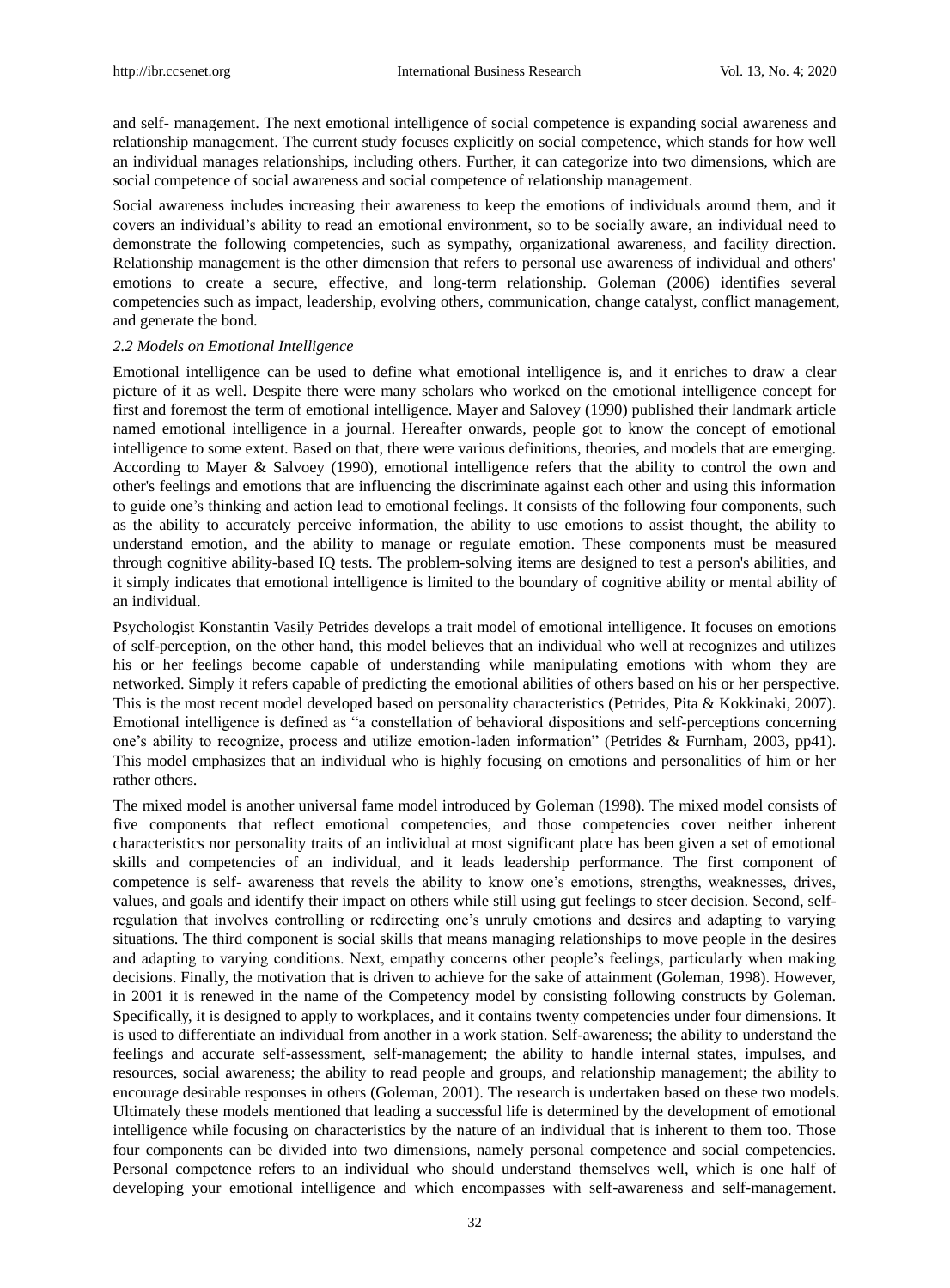and self- management. The next emotional intelligence of social competence is expanding social awareness and relationship management. The current study focuses explicitly on social competence, which stands for how well an individual manages relationships, including others. Further, it can categorize into two dimensions, which are social competence of social awareness and social competence of relationship management.

Social awareness includes increasing their awareness to keep the emotions of individuals around them, and it covers an individual's ability to read an emotional environment, so to be socially aware, an individual need to demonstrate the following competencies, such as sympathy, organizational awareness, and facility direction. Relationship management is the other dimension that refers to personal use awareness of individual and others' emotions to create a secure, effective, and long-term relationship. Goleman (2006) identifies several competencies such as impact, leadership, evolving others, communication, change catalyst, conflict management, and generate the bond.

### *2.2 Models on Emotional Intelligence*

Emotional intelligence can be used to define what emotional intelligence is, and it enriches to draw a clear picture of it as well. Despite there were many scholars who worked on the emotional intelligence concept for first and foremost the term of emotional intelligence. Mayer and Salovey (1990) published their landmark article named emotional intelligence in a journal. Hereafter onwards, people got to know the concept of emotional intelligence to some extent. Based on that, there were various definitions, theories, and models that are emerging. According to Mayer & Salvoey (1990), emotional intelligence refers that the ability to control the own and other's feelings and emotions that are influencing the discriminate against each other and using this information to guide one's thinking and action lead to emotional feelings. It consists of the following four components, such as the ability to accurately perceive information, the ability to use emotions to assist thought, the ability to understand emotion, and the ability to manage or regulate emotion. These components must be measured through cognitive ability-based IQ tests. The problem-solving items are designed to test a person's abilities, and it simply indicates that emotional intelligence is limited to the boundary of cognitive ability or mental ability of an individual.

Psychologist Konstantin Vasily Petrides develops a trait model of emotional intelligence. It focuses on emotions of self-perception, on the other hand, this model believes that an individual who well at recognizes and utilizes his or her feelings become capable of understanding while manipulating emotions with whom they are networked. Simply it refers capable of predicting the emotional abilities of others based on his or her perspective. This is the most recent model developed based on personality characteristics (Petrides, Pita & Kokkinaki, 2007). Emotional intelligence is defined as "a constellation of behavioral dispositions and self-perceptions concerning one's ability to recognize, process and utilize emotion-laden information" (Petrides & Furnham, 2003, pp41). This model emphasizes that an individual who is highly focusing on emotions and personalities of him or her rather others.

The mixed model is another universal fame model introduced by Goleman (1998). The mixed model consists of five components that reflect emotional competencies, and those competencies cover neither inherent characteristics nor personality traits of an individual at most significant place has been given a set of emotional skills and competencies of an individual, and it leads leadership performance. The first component of competence is self- awareness that revels the ability to know one's emotions, strengths, weaknesses, drives, values, and goals and identify their impact on others while still using gut feelings to steer decision. Second, self-regulation that involves controlling or redirecting one's unruly emotions and desires and adapting to varying situations. The third component is social skills that means managing relationships to move people in the desires and adapting to varying conditions. Next, empathy concerns other people's feelings, particularly when making decisions. Finally, the motivation that is driven to achieve for the sake of attainment (Goleman, 1998). However, in 2001 it is renewed in the name of the Competency model by consisting following constructs by Goleman. Specifically, it is designed to apply to workplaces, and it contains twenty competencies under four dimensions. It is used to differentiate an individual from another in a work station. Self-awareness; the ability to understand the feelings and accurate self-assessment, self-management; the ability to handle internal states, impulses, and resources, social awareness; the ability to read people and groups, and relationship management; the ability to encourage desirable responses in others (Goleman, 2001). The research is undertaken based on these two models. Ultimately these models mentioned that leading a successful life is determined by the development of emotional intelligence while focusing on characteristics by the nature of an individual that is inherent to them too. Those four components can be divided into two dimensions, namely personal competence and social competencies. Personal competence refers to an individual who should understand themselves well, which is one half of developing your emotional intelligence and which encompasses with self-awareness and self-management.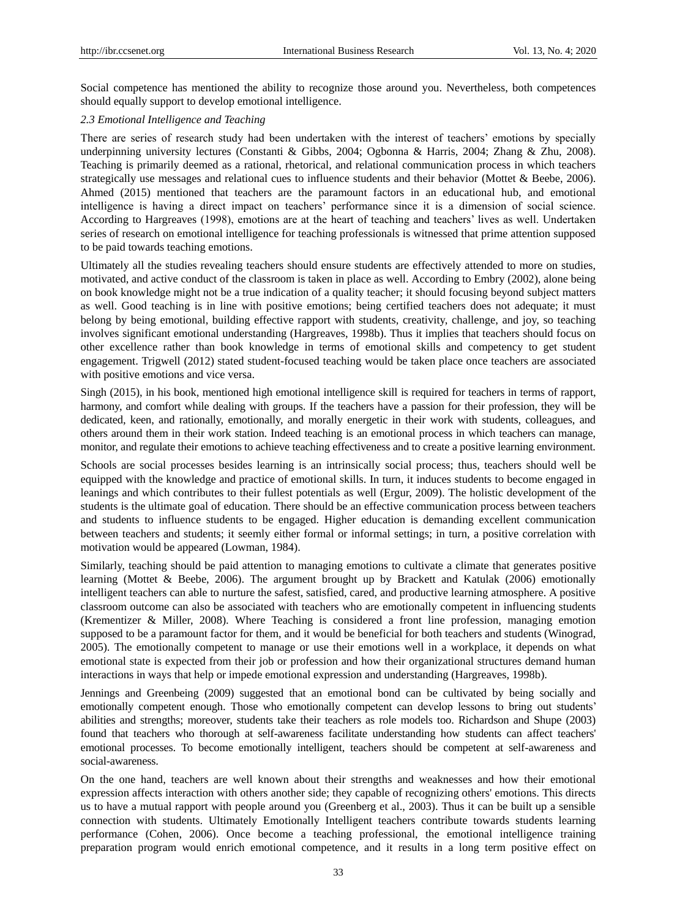Social competence has mentioned the ability to recognize those around you. Nevertheless, both competences should equally support to develop emotional intelligence.

### *2.3 Emotional Intelligence and Teaching*

There are series of research study had been undertaken with the interest of teachers' emotions by specially underpinning university lectures (Constanti & Gibbs, 2004; Ogbonna & Harris, 2004; Zhang & Zhu, 2008). Teaching is primarily deemed as a rational, rhetorical, and relational communication process in which teachers strategically use messages and relational cues to influence students and their behavior (Mottet & Beebe, 2006). Ahmed (2015) mentioned that teachers are the paramount factors in an educational hub, and emotional intelligence is having a direct impact on teachers' performance since it is a dimension of social science. According to Hargreaves (1998), emotions are at the heart of teaching and teachers' lives as well. Undertaken series of research on emotional intelligence for teaching professionals is witnessed that prime attention supposed to be paid towards teaching emotions.

Ultimately all the studies revealing teachers should ensure students are effectively attended to more on studies, motivated, and active conduct of the classroom is taken in place as well. According to Embry (2002), alone being on book knowledge might not be a true indication of a quality teacher; it should focusing beyond subject matters as well. Good teaching is in line with positive emotions; being certified teachers does not adequate; it must belong by being emotional, building effective rapport with students, creativity, challenge, and joy, so teaching involves significant emotional understanding (Hargreaves, 1998b). Thus it implies that teachers should focus on other excellence rather than book knowledge in terms of emotional skills and competency to get student engagement. Trigwell (2012) stated student-focused teaching would be taken place once teachers are associated with positive emotions and vice versa.

Singh (2015), in his book, mentioned high emotional intelligence skill is required for teachers in terms of rapport, harmony, and comfort while dealing with groups. If the teachers have a passion for their profession, they will be dedicated, keen, and rationally, emotionally, and morally energetic in their work with students, colleagues, and others around them in their work station. Indeed teaching is an emotional process in which teachers can manage, monitor, and regulate their emotions to achieve teaching effectiveness and to create a positive learning environment.

Schools are social processes besides learning is an intrinsically social process; thus, teachers should well be equipped with the knowledge and practice of emotional skills. In turn, it induces students to become engaged in leanings and which contributes to their fullest potentials as well (Ergur, 2009). The holistic development of the students is the ultimate goal of education. There should be an effective communication process between teachers and students to influence students to be engaged. Higher education is demanding excellent communication between teachers and students; it seemly either formal or informal settings; in turn, a positive correlation with motivation would be appeared (Lowman, 1984).

Similarly, teaching should be paid attention to managing emotions to cultivate a climate that generates positive learning (Mottet & Beebe, 2006). The argument brought up by Brackett and Katulak (2006) emotionally intelligent teachers can able to nurture the safest, satisfied, cared, and productive learning atmosphere. A positive classroom outcome can also be associated with teachers who are emotionally competent in influencing students (Krementizer & Miller, 2008). Where Teaching is considered a front line profession, managing emotion supposed to be a paramount factor for them, and it would be beneficial for both teachers and students (Winograd, 2005). The emotionally competent to manage or use their emotions well in a workplace, it depends on what emotional state is expected from their job or profession and how their organizational structures demand human interactions in ways that help or impede emotional expression and understanding (Hargreaves, 1998b).

Jennings and Greenbeing (2009) suggested that an emotional bond can be cultivated by being socially and emotionally competent enough. Those who emotionally competent can develop lessons to bring out students' abilities and strengths; moreover, students take their teachers as role models too. Richardson and Shupe (2003) found that teachers who thorough at self-awareness facilitate understanding how students can affect teachers' emotional processes. To become emotionally intelligent, teachers should be competent at self-awareness and social-awareness.

On the one hand, teachers are well known about their strengths and weaknesses and how their emotional expression affects interaction with others another side; they capable of recognizing others' emotions. This directs us to have a mutual rapport with people around you (Greenberg et al., 2003). Thus it can be built up a sensible connection with students. Ultimately Emotionally Intelligent teachers contribute towards students learning performance (Cohen, 2006). Once become a teaching professional, the emotional intelligence training preparation program would enrich emotional competence, and it results in a long term positive effect on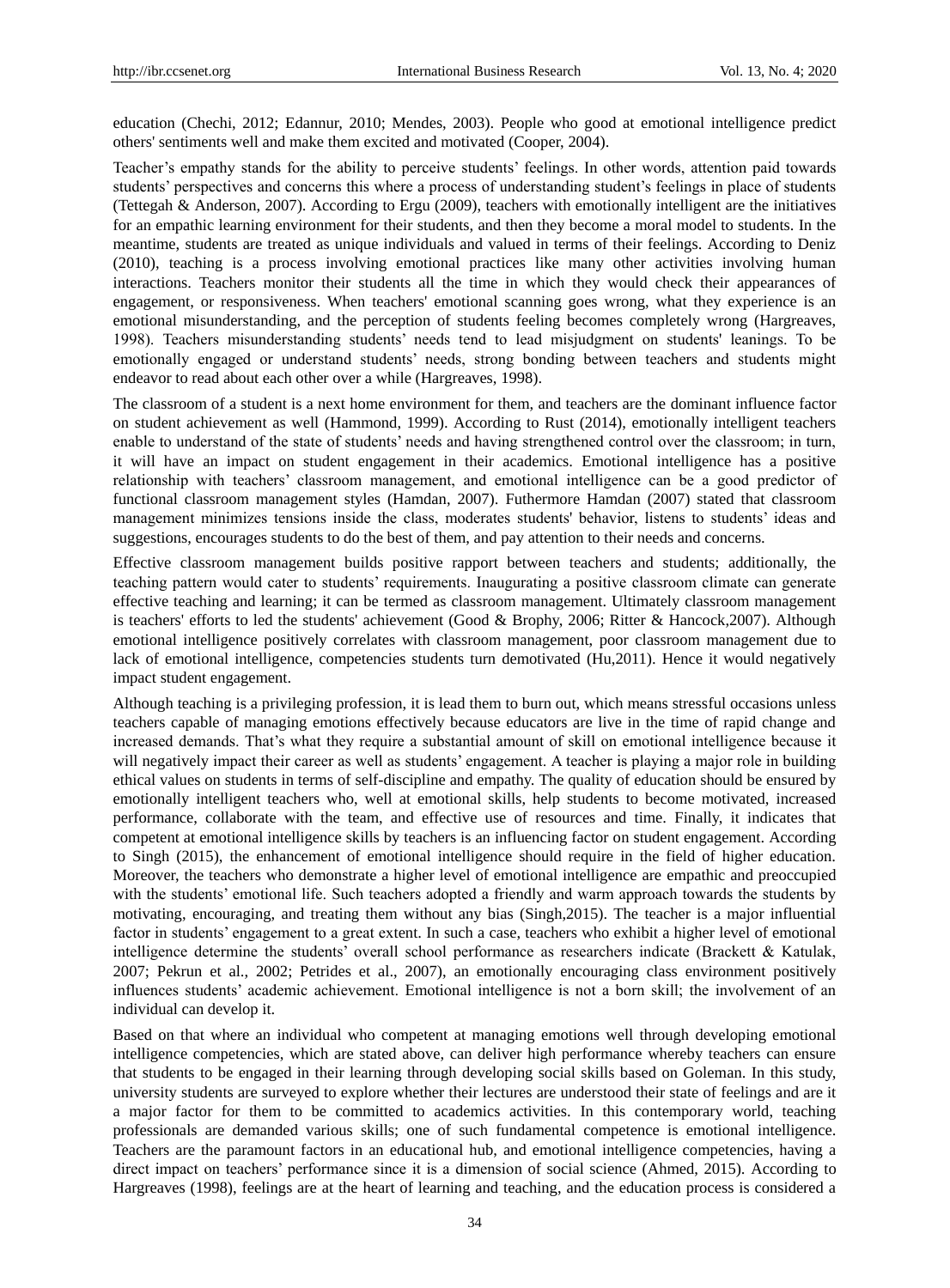education (Chechi, 2012; Edannur, 2010; Mendes, 2003). People who good at emotional intelligence predict others' sentiments well and make them excited and motivated (Cooper, 2004).

Teacher's empathy stands for the ability to perceive students' feelings. In other words, attention paid towards students' perspectives and concerns this where a process of understanding student's feelings in place of students (Tettegah & Anderson, 2007). According to Ergu (2009), teachers with emotionally intelligent are the initiatives for an empathic learning environment for their students, and then they become a moral model to students. In the meantime, students are treated as unique individuals and valued in terms of their feelings. According to Deniz (2010), teaching is a process involving emotional practices like many other activities involving human interactions. Teachers monitor their students all the time in which they would check their appearances of engagement, or responsiveness. When teachers' emotional scanning goes wrong, what they experience is an emotional misunderstanding, and the perception of students feeling becomes completely wrong (Hargreaves, 1998). Teachers misunderstanding students' needs tend to lead misjudgment on students' leanings. To be emotionally engaged or understand students' needs, strong bonding between teachers and students might endeavor to read about each other over a while (Hargreaves, 1998).

The classroom of a student is a next home environment for them, and teachers are the dominant influence factor on student achievement as well (Hammond, 1999). According to Rust (2014), emotionally intelligent teachers enable to understand of the state of students' needs and having strengthened control over the classroom; in turn, it will have an impact on student engagement in their academics. Emotional intelligence has a positive relationship with teachers' classroom management, and emotional intelligence can be a good predictor of functional classroom management styles (Hamdan, 2007). Futhermore Hamdan (2007) stated that classroom management minimizes tensions inside the class, moderates students' behavior, listens to students' ideas and suggestions, encourages students to do the best of them, and pay attention to their needs and concerns.

Effective classroom management builds positive rapport between teachers and students; additionally, the teaching pattern would cater to students' requirements. Inaugurating a positive classroom climate can generate effective teaching and learning; it can be termed as classroom management. Ultimately classroom management is teachers' efforts to led the students' achievement (Good & Brophy, 2006; Ritter & Hancock,2007). Although emotional intelligence positively correlates with classroom management, poor classroom management due to lack of emotional intelligence, competencies students turn demotivated (Hu,2011). Hence it would negatively impact student engagement.

Although teaching is a privileging profession, it is lead them to burn out, which means stressful occasions unless teachers capable of managing emotions effectively because educators are live in the time of rapid change and increased demands. That's what they require a substantial amount of skill on emotional intelligence because it will negatively impact their career as well as students' engagement. A teacher is playing a major role in building ethical values on students in terms of self-discipline and empathy. The quality of education should be ensured by emotionally intelligent teachers who, well at emotional skills, help students to become motivated, increased performance, collaborate with the team, and effective use of resources and time. Finally, it indicates that competent at emotional intelligence skills by teachers is an influencing factor on student engagement. According to Singh (2015), the enhancement of emotional intelligence should require in the field of higher education. Moreover, the teachers who demonstrate a higher level of emotional intelligence are empathic and preoccupied with the students' emotional life. Such teachers adopted a friendly and warm approach towards the students by motivating, encouraging, and treating them without any bias (Singh,2015). The teacher is a major influential factor in students' engagement to a great extent. In such a case, teachers who exhibit a higher level of emotional intelligence determine the students' overall school performance as researchers indicate (Brackett & Katulak, 2007; Pekrun et al., 2002; Petrides et al., 2007), an emotionally encouraging class environment positively influences students' academic achievement. Emotional intelligence is not a born skill; the involvement of an individual can develop it.

Based on that where an individual who competent at managing emotions well through developing emotional intelligence competencies, which are stated above, can deliver high performance whereby teachers can ensure that students to be engaged in their learning through developing social skills based on Goleman. In this study, university students are surveyed to explore whether their lectures are understood their state of feelings and are it a major factor for them to be committed to academics activities. In this contemporary world, teaching professionals are demanded various skills; one of such fundamental competence is emotional intelligence. Teachers are the paramount factors in an educational hub, and emotional intelligence competencies, having a direct impact on teachers' performance since it is a dimension of social science (Ahmed, 2015). According to Hargreaves (1998), feelings are at the heart of learning and teaching, and the education process is considered a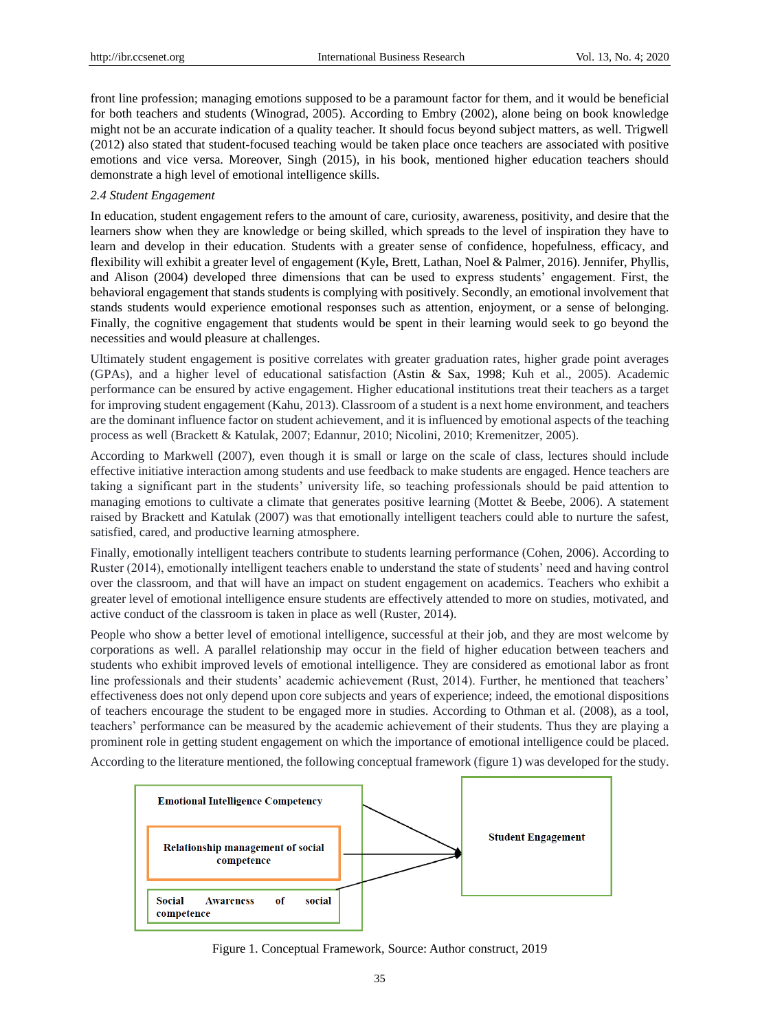front line profession; managing emotions supposed to be a paramount factor for them, and it would be beneficial for both teachers and students (Winograd, 2005). According to Embry (2002), alone being on book knowledge might not be an accurate indication of a quality teacher. It should focus beyond subject matters, as well. Trigwell (2012) also stated that student-focused teaching would be taken place once teachers are associated with positive emotions and vice versa. Moreover, Singh (2015), in his book, mentioned higher education teachers should demonstrate a high level of emotional intelligence skills.

### *2.4 Student Engagement*

In education, student engagement refers to the amount of care, curiosity, awareness, positivity, and desire that the learners show when they are knowledge or being skilled, which spreads to the level of inspiration they have to learn and develop in their education. Students with a greater sense of confidence, hopefulness, efficacy, and flexibility will exhibit a greater level of engagement (Kyle**,** Brett, Lathan, Noel & Palmer, 2016). Jennifer, Phyllis, and Alison (2004) developed three dimensions that can be used to express students' engagement. First, the behavioral engagement that stands students is complying with positively. Secondly, an emotional involvement that stands students would experience emotional responses such as attention, enjoyment, or a sense of belonging. Finally, the cognitive engagement that students would be spent in their learning would seek to go beyond the necessities and would pleasure at challenges.

Ultimately student engagement is positive correlates with greater graduation rates, higher grade point averages (GPAs), and a higher level of educational satisfaction (Astin & Sax, 1998; Kuh et al., 2005). Academic performance can be ensured by active engagement. Higher educational institutions treat their teachers as a target for improving student engagement (Kahu, 2013). Classroom of a student is a next home environment, and teachers are the dominant influence factor on student achievement, and it is influenced by emotional aspects of the teaching process as well (Brackett & Katulak, 2007; Edannur, 2010; Nicolini, 2010; Kremenitzer, 2005).

According to Markwell (2007), even though it is small or large on the scale of class, lectures should include effective initiative interaction among students and use feedback to make students are engaged. Hence teachers are taking a significant part in the students' university life, so teaching professionals should be paid attention to managing emotions to cultivate a climate that generates positive learning (Mottet & Beebe, 2006). A statement raised by Brackett and Katulak (2007) was that emotionally intelligent teachers could able to nurture the safest, satisfied, cared, and productive learning atmosphere.

Finally, emotionally intelligent teachers contribute to students learning performance (Cohen, 2006). According to Ruster (2014), emotionally intelligent teachers enable to understand the state of students' need and having control over the classroom, and that will have an impact on student engagement on academics. Teachers who exhibit a greater level of emotional intelligence ensure students are effectively attended to more on studies, motivated, and active conduct of the classroom is taken in place as well (Ruster, 2014).

People who show a better level of emotional intelligence, successful at their job, and they are most welcome by corporations as well. A parallel relationship may occur in the field of higher education between teachers and students who exhibit improved levels of emotional intelligence. They are considered as emotional labor as front line professionals and their students' academic achievement (Rust, 2014). Further, he mentioned that teachers' effectiveness does not only depend upon core subjects and years of experience; indeed, the emotional dispositions of teachers encourage the student to be engaged more in studies. According to Othman et al. (2008), as a tool, teachers' performance can be measured by the academic achievement of their students. Thus they are playing a prominent role in getting student engagement on which the importance of emotional intelligence could be placed.

According to the literature mentioned, the following conceptual framework (figure 1) was developed for the study.

**Emotional Intelligence Competency**
- **Relationship management of social competence**
- **Social Awareness of social competence**

→ **Student Engagement**

Figure 1. Conceptual Framework, Source: Author construct, 2019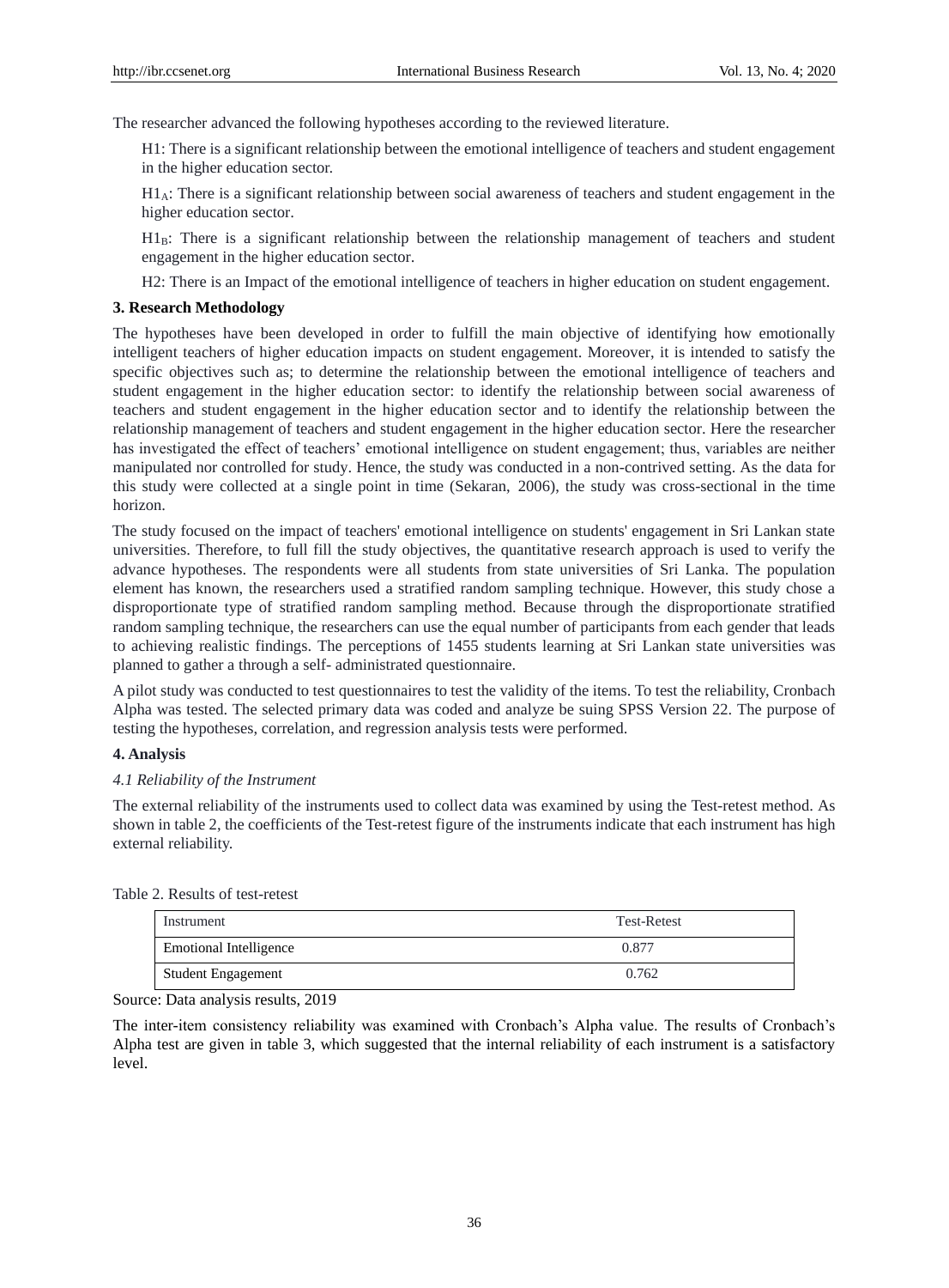The researcher advanced the following hypotheses according to the reviewed literature.

H1: There is a significant relationship between the emotional intelligence of teachers and student engagement in the higher education sector.

$H1_A$: There is a significant relationship between social awareness of teachers and student engagement in the higher education sector.

$H1_B$: There is a significant relationship between the relationship management of teachers and student engagement in the higher education sector.

H2: There is an Impact of the emotional intelligence of teachers in higher education on student engagement.

## 3. Research Methodology

The hypotheses have been developed in order to fulfill the main objective of identifying how emotionally intelligent teachers of higher education impacts on student engagement. Moreover, it is intended to satisfy the specific objectives such as; to determine the relationship between the emotional intelligence of teachers and student engagement in the higher education sector: to identify the relationship between social awareness of teachers and student engagement in the higher education sector and to identify the relationship between the relationship management of teachers and student engagement in the higher education sector. Here the researcher has investigated the effect of teachers' emotional intelligence on student engagement; thus, variables are neither manipulated nor controlled for study. Hence, the study was conducted in a non-contrived setting. As the data for this study were collected at a single point in time (Sekaran, 2006), the study was cross-sectional in the time horizon.

The study focused on the impact of teachers' emotional intelligence on students' engagement in Sri Lankan state universities. Therefore, to full fill the study objectives, the quantitative research approach is used to verify the advance hypotheses. The respondents were all students from state universities of Sri Lanka. The population element has known, the researchers used a stratified random sampling technique. However, this study chose a disproportionate type of stratified random sampling method. Because through the disproportionate stratified random sampling technique, the researchers can use the equal number of participants from each gender that leads to achieving realistic findings. The perceptions of 1455 students learning at Sri Lankan state universities was planned to gather a through a self- administrated questionnaire.

A pilot study was conducted to test questionnaires to test the validity of the items. To test the reliability, Cronbach Alpha was tested. The selected primary data was coded and analyze be suing SPSS Version 22. The purpose of testing the hypotheses, correlation, and regression analysis tests were performed.

## 4. Analysis

### *4.1 Reliability of the Instrument*

The external reliability of the instruments used to collect data was examined by using the Test-retest method. As shown in table 2, the coefficients of the Test-retest figure of the instruments indicate that each instrument has high external reliability.

Table 2. Results of test-retest

| Instrument | Test-Retest |
|---|---|
| Emotional Intelligence | 0.877 |
| Student Engagement | 0.762 |

Source: Data analysis results, 2019

The inter-item consistency reliability was examined with Cronbach's Alpha value. The results of Cronbach's Alpha test are given in table 3, which suggested that the internal reliability of each instrument is a satisfactory level.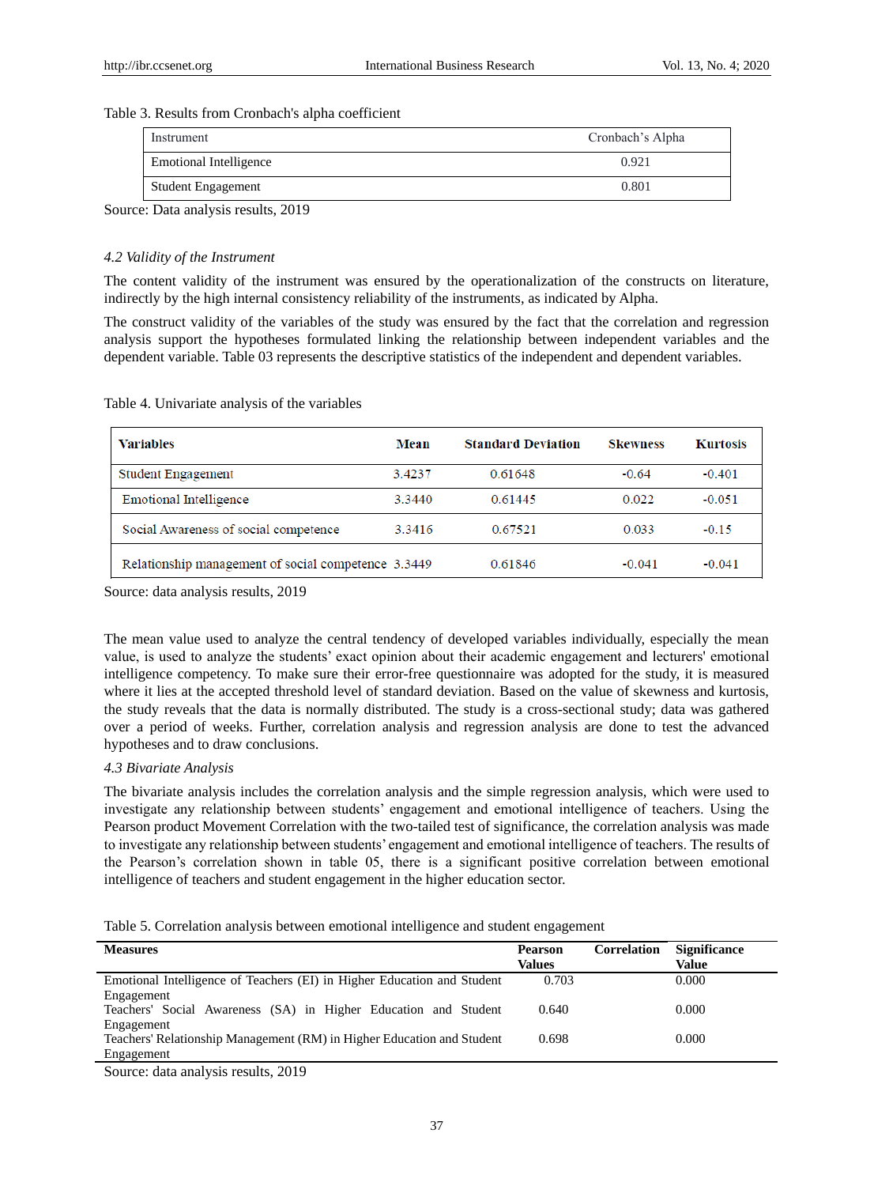Table 3. Results from Cronbach's alpha coefficient

| Instrument | Cronbach's Alpha |
|---|---|
| Emotional Intelligence | 0.921 |
| Student Engagement | 0.801 |

Source: Data analysis results, 2019

*4.2 Validity of the Instrument*

The content validity of the instrument was ensured by the operationalization of the constructs on literature, indirectly by the high internal consistency reliability of the instruments, as indicated by Alpha.

The construct validity of the variables of the study was ensured by the fact that the correlation and regression analysis support the hypotheses formulated linking the relationship between independent variables and the dependent variable. Table 03 represents the descriptive statistics of the independent and dependent variables.

Table 4. Univariate analysis of the variables

| Variables | Mean | Standard Deviation | Skewness | Kurtosis |
|---|---|---|---|---|
| Student Engagement | 3.4237 | 0.61648 | -0.64 | -0.401 |
| Emotional Intelligence | 3.3440 | 0.61445 | 0.022 | -0.051 |
| Social Awareness of social competence | 3.3416 | 0.67521 | 0.033 | -0.15 |
| Relationship management of social competence | 3.3449 | 0.61846 | -0.041 | -0.041 |

Source: data analysis results, 2019

The mean value used to analyze the central tendency of developed variables individually, especially the mean value, is used to analyze the students' exact opinion about their academic engagement and lecturers' emotional intelligence competency. To make sure their error-free questionnaire was adopted for the study, it is measured where it lies at the accepted threshold level of standard deviation. Based on the value of skewness and kurtosis, the study reveals that the data is normally distributed. The study is a cross-sectional study; data was gathered over a period of weeks. Further, correlation analysis and regression analysis are done to test the advanced hypotheses and to draw conclusions.

*4.3 Bivariate Analysis*

The bivariate analysis includes the correlation analysis and the simple regression analysis, which were used to investigate any relationship between students' engagement and emotional intelligence of teachers. Using the Pearson product Movement Correlation with the two-tailed test of significance, the correlation analysis was made to investigate any relationship between students' engagement and emotional intelligence of teachers. The results of the Pearson's correlation shown in table 05, there is a significant positive correlation between emotional intelligence of teachers and student engagement in the higher education sector.

Table 5. Correlation analysis between emotional intelligence and student engagement

| Measures | Pearson Correlation Values | Significance Value |
|---|---|---|
| Emotional Intelligence of Teachers (EI) in Higher Education and Student Engagement | 0.703 | 0.000 |
| Teachers' Social Awareness (SA) in Higher Education and Student Engagement | 0.640 | 0.000 |
| Teachers' Relationship Management (RM) in Higher Education and Student Engagement | 0.698 | 0.000 |

Source: data analysis results, 2019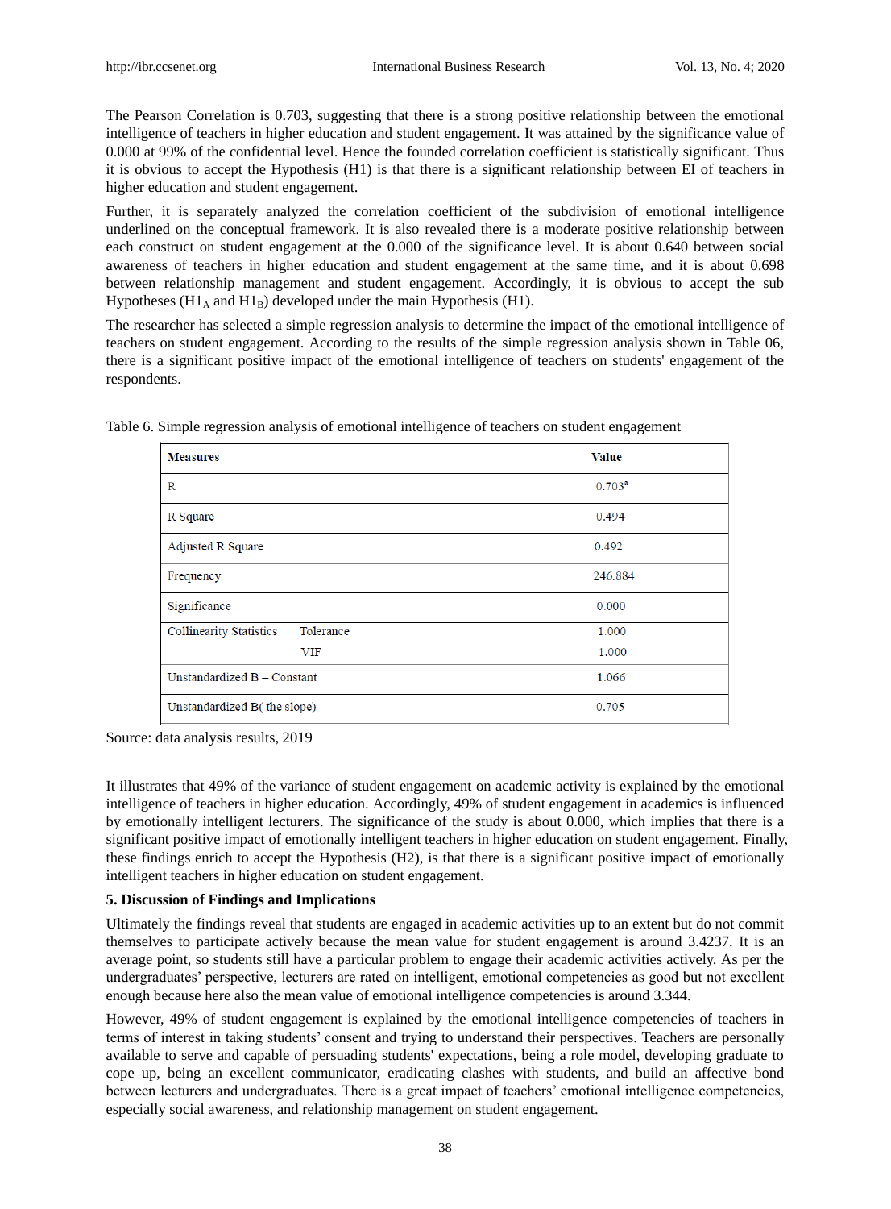The Pearson Correlation is 0.703, suggesting that there is a strong positive relationship between the emotional intelligence of teachers in higher education and student engagement. It was attained by the significance value of 0.000 at 99% of the confidential level. Hence the founded correlation coefficient is statistically significant. Thus it is obvious to accept the Hypothesis (H1) is that there is a significant relationship between EI of teachers in higher education and student engagement.

Further, it is separately analyzed the correlation coefficient of the subdivision of emotional intelligence underlined on the conceptual framework. It is also revealed there is a moderate positive relationship between each construct on student engagement at the 0.000 of the significance level. It is about 0.640 between social awareness of teachers in higher education and student engagement at the same time, and it is about 0.698 between relationship management and student engagement. Accordingly, it is obvious to accept the sub Hypotheses ($H1_A$ and $H1_B$) developed under the main Hypothesis (H1).

The researcher has selected a simple regression analysis to determine the impact of the emotional intelligence of teachers on student engagement. According to the results of the simple regression analysis shown in Table 06, there is a significant positive impact of the emotional intelligence of teachers on students' engagement of the respondents.

Table 6. Simple regression analysis of emotional intelligence of teachers on student engagement

| Measures | | Value |
|---|---|---|
| R | | 0.703[a] |
| R Square | | 0.494 |
| Adjusted R Square | | 0.492 |
| Frequency | | 246.884 |
| Significance | | 0.000 |
| Collinearity Statistics | Tolerance | 1.000 |
| | VIF | 1.000 |
| Unstandardized B – Constant | | 1.066 |
| Unstandardized B( the slope) | | 0.705 |

Source: data analysis results, 2019

It illustrates that 49% of the variance of student engagement on academic activity is explained by the emotional intelligence of teachers in higher education. Accordingly, 49% of student engagement in academics is influenced by emotionally intelligent lecturers. The significance of the study is about 0.000, which implies that there is a significant positive impact of emotionally intelligent teachers in higher education on student engagement. Finally, these findings enrich to accept the Hypothesis (H2), is that there is a significant positive impact of emotionally intelligent teachers in higher education on student engagement.

## 5. Discussion of Findings and Implications

Ultimately the findings reveal that students are engaged in academic activities up to an extent but do not commit themselves to participate actively because the mean value for student engagement is around 3.4237. It is an average point, so students still have a particular problem to engage their academic activities actively. As per the undergraduates' perspective, lecturers are rated on intelligent, emotional competencies as good but not excellent enough because here also the mean value of emotional intelligence competencies is around 3.344.

However, 49% of student engagement is explained by the emotional intelligence competencies of teachers in terms of interest in taking students' consent and trying to understand their perspectives. Teachers are personally available to serve and capable of persuading students' expectations, being a role model, developing graduate to cope up, being an excellent communicator, eradicating clashes with students, and build an affective bond between lecturers and undergraduates. There is a great impact of teachers' emotional intelligence competencies, especially social awareness, and relationship management on student engagement.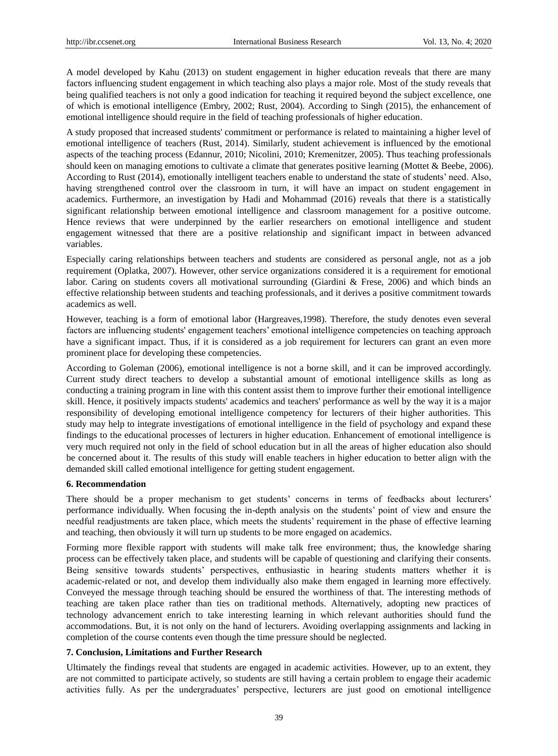A model developed by Kahu (2013) on student engagement in higher education reveals that there are many factors influencing student engagement in which teaching also plays a major role. Most of the study reveals that being qualified teachers is not only a good indication for teaching it required beyond the subject excellence, one of which is emotional intelligence (Embry, 2002; Rust, 2004). According to Singh (2015), the enhancement of emotional intelligence should require in the field of teaching professionals of higher education.

A study proposed that increased students' commitment or performance is related to maintaining a higher level of emotional intelligence of teachers (Rust, 2014). Similarly, student achievement is influenced by the emotional aspects of the teaching process (Edannur, 2010; Nicolini, 2010; Kremenitzer, 2005). Thus teaching professionals should keen on managing emotions to cultivate a climate that generates positive learning (Mottet & Beebe, 2006). According to Rust (2014), emotionally intelligent teachers enable to understand the state of students' need. Also, having strengthened control over the classroom in turn, it will have an impact on student engagement in academics. Furthermore, an investigation by Hadi and Mohammad (2016) reveals that there is a statistically significant relationship between emotional intelligence and classroom management for a positive outcome. Hence reviews that were underpinned by the earlier researchers on emotional intelligence and student engagement witnessed that there are a positive relationship and significant impact in between advanced variables.

Especially caring relationships between teachers and students are considered as personal angle, not as a job requirement (Oplatka, 2007). However, other service organizations considered it is a requirement for emotional labor. Caring on students covers all motivational surrounding (Giardini & Frese, 2006) and which binds an effective relationship between students and teaching professionals, and it derives a positive commitment towards academics as well.

However, teaching is a form of emotional labor (Hargreaves,1998). Therefore, the study denotes even several factors are influencing students' engagement teachers' emotional intelligence competencies on teaching approach have a significant impact. Thus, if it is considered as a job requirement for lecturers can grant an even more prominent place for developing these competencies.

According to Goleman (2006), emotional intelligence is not a borne skill, and it can be improved accordingly. Current study direct teachers to develop a substantial amount of emotional intelligence skills as long as conducting a training program in line with this content assist them to improve further their emotional intelligence skill. Hence, it positively impacts students' academics and teachers' performance as well by the way it is a major responsibility of developing emotional intelligence competency for lecturers of their higher authorities. This study may help to integrate investigations of emotional intelligence in the field of psychology and expand these findings to the educational processes of lecturers in higher education. Enhancement of emotional intelligence is very much required not only in the field of school education but in all the areas of higher education also should be concerned about it. The results of this study will enable teachers in higher education to better align with the demanded skill called emotional intelligence for getting student engagement.

## 6. Recommendation

There should be a proper mechanism to get students' concerns in terms of feedbacks about lecturers' performance individually. When focusing the in-depth analysis on the students' point of view and ensure the needful readjustments are taken place, which meets the students' requirement in the phase of effective learning and teaching, then obviously it will turn up students to be more engaged on academics.

Forming more flexible rapport with students will make talk free environment; thus, the knowledge sharing process can be effectively taken place, and students will be capable of questioning and clarifying their consents. Being sensitive towards students' perspectives, enthusiastic in hearing students matters whether it is academic-related or not, and develop them individually also make them engaged in learning more effectively. Conveyed the message through teaching should be ensured the worthiness of that. The interesting methods of teaching are taken place rather than ties on traditional methods. Alternatively, adopting new practices of technology advancement enrich to take interesting learning in which relevant authorities should fund the accommodations. But, it is not only on the hand of lecturers. Avoiding overlapping assignments and lacking in completion of the course contents even though the time pressure should be neglected.

## 7. Conclusion, Limitations and Further Research

Ultimately the findings reveal that students are engaged in academic activities. However, up to an extent, they are not committed to participate actively, so students are still having a certain problem to engage their academic activities fully. As per the undergraduates' perspective, lecturers are just good on emotional intelligence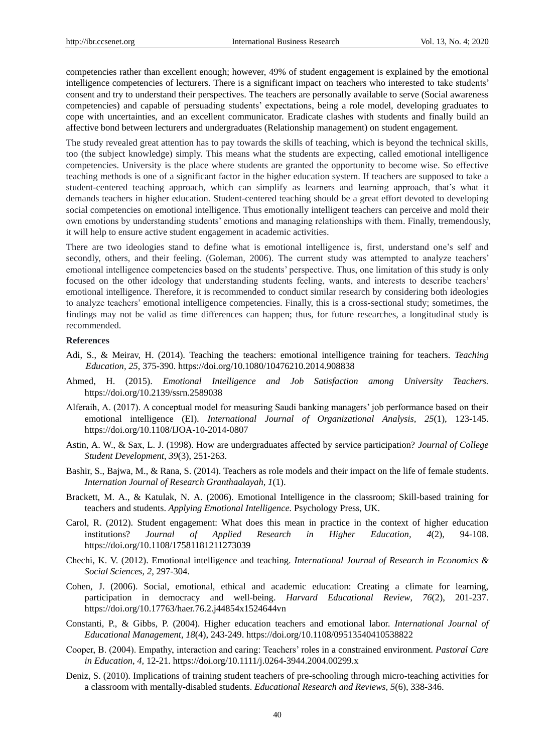competencies rather than excellent enough; however, 49% of student engagement is explained by the emotional intelligence competencies of lecturers. There is a significant impact on teachers who interested to take students' consent and try to understand their perspectives. The teachers are personally available to serve (Social awareness competencies) and capable of persuading students' expectations, being a role model, developing graduates to cope with uncertainties, and an excellent communicator. Eradicate clashes with students and finally build an affective bond between lecturers and undergraduates (Relationship management) on student engagement.

The study revealed great attention has to pay towards the skills of teaching, which is beyond the technical skills, too (the subject knowledge) simply. This means what the students are expecting, called emotional intelligence competencies. University is the place where students are granted the opportunity to become wise. So effective teaching methods is one of a significant factor in the higher education system. If teachers are supposed to take a student-centered teaching approach, which can simplify as learners and learning approach, that's what it demands teachers in higher education. Student-centered teaching should be a great effort devoted to developing social competencies on emotional intelligence. Thus emotionally intelligent teachers can perceive and mold their own emotions by understanding students' emotions and managing relationships with them. Finally, tremendously, it will help to ensure active student engagement in academic activities.

There are two ideologies stand to define what is emotional intelligence is, first, understand one's self and secondly, others, and their feeling. (Goleman, 2006). The current study was attempted to analyze teachers' emotional intelligence competencies based on the students' perspective. Thus, one limitation of this study is only focused on the other ideology that understanding students feeling, wants, and interests to describe teachers' emotional intelligence. Therefore, it is recommended to conduct similar research by considering both ideologies to analyze teachers' emotional intelligence competencies. Finally, this is a cross-sectional study; sometimes, the findings may not be valid as time differences can happen; thus, for future researches, a longitudinal study is recommended.

### References

Adi, S., & Meirav, H. (2014). Teaching the teachers: emotional intelligence training for teachers. *Teaching Education, 25,* 375-390. https://doi.org/10.1080/10476210.2014.908838

Ahmed, H. (2015). *Emotional Intelligence and Job Satisfaction among University Teachers.* https://doi.org/10.2139/ssrn.2589038

Alferaih, A. (2017). A conceptual model for measuring Saudi banking managers' job performance based on their emotional intelligence (EI). *International Journal of Organizational Analysis, 25*(1), 123-145. https://doi.org/10.1108/IJOA-10-2014-0807

Astin, A. W., & Sax, L. J. (1998). How are undergraduates affected by service participation? *Journal of College Student Development, 39*(3), 251-263.

Bashir, S., Bajwa, M., & Rana, S. (2014). Teachers as role models and their impact on the life of female students. *Internation Journal of Research Granthaalayah, 1*(1).

Brackett, M. A., & Katulak, N. A. (2006). Emotional Intelligence in the classroom; Skill-based training for teachers and students. *Applying Emotional Intelligence.* Psychology Press, UK.

Carol, R. (2012). Student engagement: What does this mean in practice in the context of higher education institutions? *Journal of Applied Research in Higher Education, 4*(2), 94-108. https://doi.org/10.1108/17581181211273039

Chechi, K. V. (2012). Emotional intelligence and teaching. *International Journal of Research in Economics & Social Sciences, 2,* 297-304.

Cohen, J. (2006). Social, emotional, ethical and academic education: Creating a climate for learning, participation in democracy and well-being. *Harvard Educational Review, 76*(2), 201-237. https://doi.org/10.17763/haer.76.2.j44854x1524644vn

Constanti, P., & Gibbs, P. (2004). Higher education teachers and emotional labor. *International Journal of Educational Management, 18*(4), 243-249. https://doi.org/10.1108/09513540410538822

Cooper, B. (2004). Empathy, interaction and caring: Teachers' roles in a constrained environment. *Pastoral Care in Education, 4,* 12-21. https://doi.org/10.1111/j.0264-3944.2004.00299.x

Deniz, S. (2010). Implications of training student teachers of pre-schooling through micro-teaching activities for a classroom with mentally-disabled students. *Educational Research and Reviews, 5*(6), 338-346.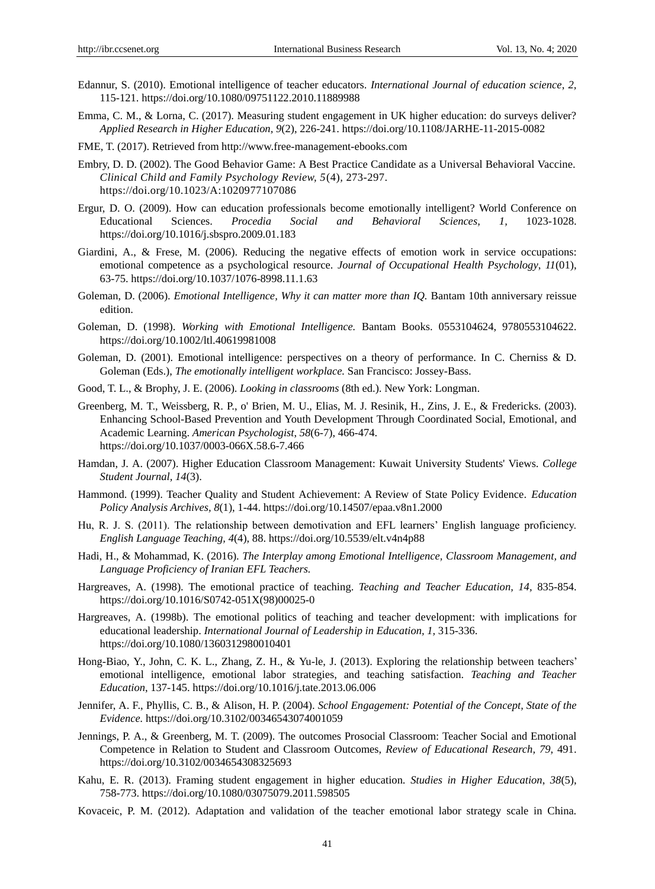Edannur, S. (2010). Emotional intelligence of teacher educators. *International Journal of education science*, *2*, 115-121. https://doi.org/10.1080/09751122.2010.11889988

Emma, C. M., & Lorna, C. (2017). Measuring student engagement in UK higher education: do surveys deliver? *Applied Research in Higher Education, 9*(2), 226-241. https://doi.org/10.1108/JARHE-11-2015-0082

FME, T. (2017). Retrieved from http://www.free-management-ebooks.com

Embry, D. D. (2002). The Good Behavior Game: A Best Practice Candidate as a Universal Behavioral Vaccine. *Clinical Child and Family Psychology Review, 5*(4), 273-297. https://doi.org/10.1023/A:1020977107086

Ergur, D. O. (2009). How can education professionals become emotionally intelligent? World Conference on Educational Sciences. *Procedia Social and Behavioral Sciences*, *1*, 1023-1028. https://doi.org/10.1016/j.sbspro.2009.01.183

Giardini, A., & Frese, M. (2006). Reducing the negative effects of emotion work in service occupations: emotional competence as a psychological resource. *Journal of Occupational Health Psychology*, *11*(01), 63-75. https://doi.org/10.1037/1076-8998.11.1.63

Goleman, D. (2006). *Emotional Intelligence, Why it can matter more than IQ.* Bantam 10th anniversary reissue edition.

Goleman, D. (1998). *Working with Emotional Intelligence.* Bantam Books. 0553104624, 9780553104622. https://doi.org/10.1002/ltl.40619981008

Goleman, D. (2001). Emotional intelligence: perspectives on a theory of performance. In C. Cherniss & D. Goleman (Eds.), *The emotionally intelligent workplace.* San Francisco: Jossey-Bass.

Good, T. L., & Brophy, J. E. (2006). *Looking in classrooms* (8th ed.). New York: Longman.

Greenberg, M. T., Weissberg, R. P., o' Brien, M. U., Elias, M. J. Resinik, H., Zins, J. E., & Fredericks. (2003). Enhancing School-Based Prevention and Youth Development Through Coordinated Social, Emotional, and Academic Learning. *American Psychologist, 58*(6-7), 466-474. https://doi.org/10.1037/0003-066X.58.6-7.466

Hamdan, J. A. (2007). Higher Education Classroom Management: Kuwait University Students' Views. *College Student Journal, 14*(3).

Hammond. (1999). Teacher Quality and Student Achievement: A Review of State Policy Evidence. *Education Policy Analysis Archives, 8*(1), 1-44. https://doi.org/10.14507/epaa.v8n1.2000

Hu, R. J. S. (2011). The relationship between demotivation and EFL learners' English language proficiency. *English Language Teaching, 4*(4), 88. https://doi.org/10.5539/elt.v4n4p88

Hadi, H., & Mohammad, K. (2016). *The Interplay among Emotional Intelligence, Classroom Management, and Language Proficiency of Iranian EFL Teachers.*

Hargreaves, A. (1998). The emotional practice of teaching. *Teaching and Teacher Education, 14,* 835-854. https://doi.org/10.1016/S0742-051X(98)00025-0

Hargreaves, A. (1998b). The emotional politics of teaching and teacher development: with implications for educational leadership. *International Journal of Leadership in Education, 1,* 315-336. https://doi.org/10.1080/1360312980010401

Hong-Biao, Y., John, C. K. L., Zhang, Z. H., & Yu-le, J. (2013). Exploring the relationship between teachers' emotional intelligence, emotional labor strategies, and teaching satisfaction. *Teaching and Teacher Education*, 137-145. https://doi.org/10.1016/j.tate.2013.06.006

Jennifer, A. F., Phyllis, C. B., & Alison, H. P. (2004). *School Engagement: Potential of the Concept, State of the Evidence.* https://doi.org/10.3102/00346543074001059

Jennings, P. A., & Greenberg, M. T. (2009). The outcomes Prosocial Classroom: Teacher Social and Emotional Competence in Relation to Student and Classroom Outcomes, *Review of Educational Research, 79,* 491. https://doi.org/10.3102/0034654308325693

Kahu, E. R. (2013). Framing student engagement in higher education. *Studies in Higher Education*, *38*(5), 758-773. https://doi.org/10.1080/03075079.2011.598505

Kovaceic, P. M. (2012). Adaptation and validation of the teacher emotional labor strategy scale in China.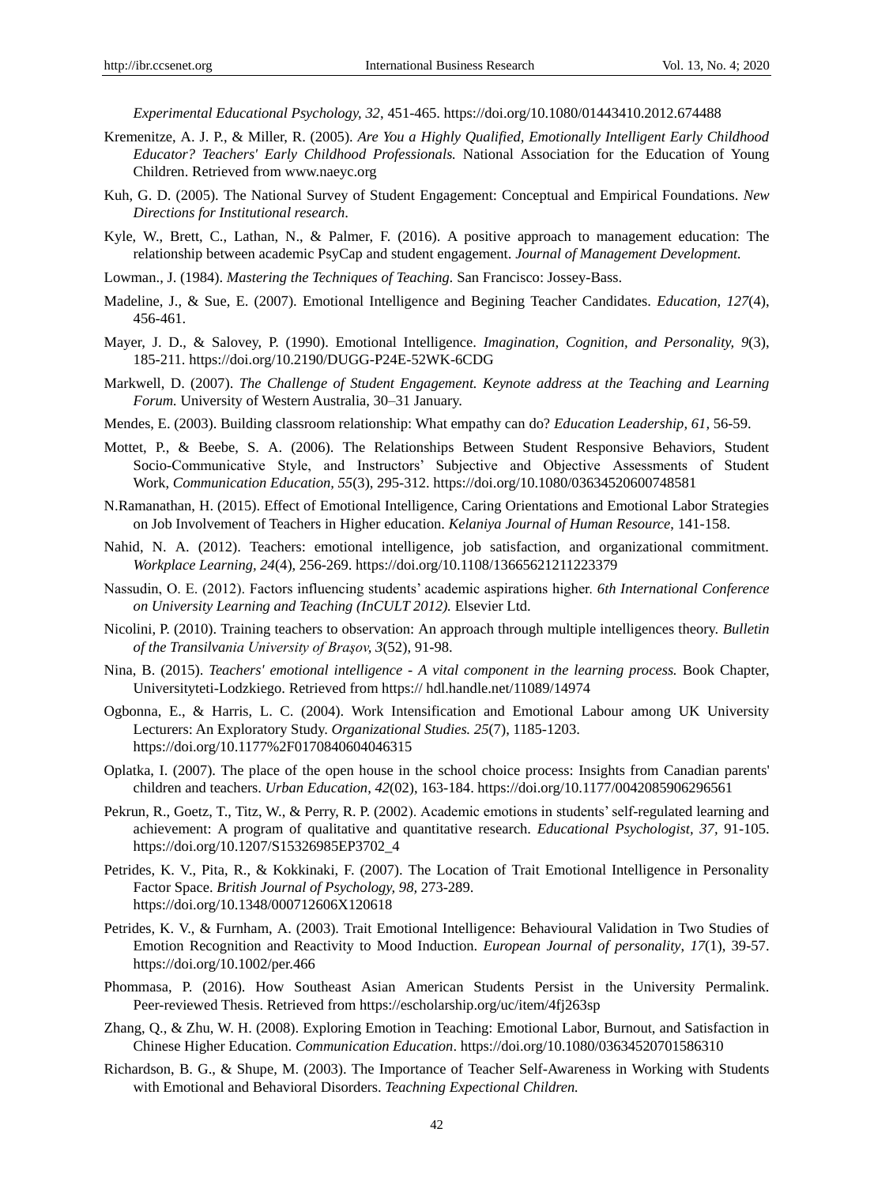*Experimental Educational Psychology, 32*, 451-465. https://doi.org/10.1080/01443410.2012.674488

Kremenitze, A. J. P., & Miller, R. (2005). *Are You a Highly Qualified, Emotionally Intelligent Early Childhood Educator? Teachers' Early Childhood Professionals.* National Association for the Education of Young Children. Retrieved from www.naeyc.org

Kuh, G. D. (2005). The National Survey of Student Engagement: Conceptual and Empirical Foundations. *New Directions for Institutional research*.

Kyle, W., Brett, C., Lathan, N., & Palmer, F. (2016). A positive approach to management education: The relationship between academic PsyCap and student engagement. *Journal of Management Development.*

Lowman., J. (1984). *Mastering the Techniques of Teaching.* San Francisco: Jossey-Bass.

Madeline, J., & Sue, E. (2007). Emotional Intelligence and Begining Teacher Candidates. *Education, 127*(4), 456-461.

Mayer, J. D., & Salovey, P. (1990). Emotional Intelligence. *Imagination, Cognition, and Personality, 9*(3), 185-211. https://doi.org/10.2190/DUGG-P24E-52WK-6CDG

Markwell, D. (2007). *The Challenge of Student Engagement. Keynote address at the Teaching and Learning Forum.* University of Western Australia, 30–31 January.

Mendes, E. (2003). Building classroom relationship: What empathy can do? *Education Leadership, 61*, 56-59.

Mottet, P., & Beebe, S. A. (2006). The Relationships Between Student Responsive Behaviors, Student Socio-Communicative Style, and Instructors' Subjective and Objective Assessments of Student Work, *Communication Education, 55*(3), 295-312. https://doi.org/10.1080/03634520600748581

N.Ramanathan, H. (2015). Effect of Emotional Intelligence, Caring Orientations and Emotional Labor Strategies on Job Involvement of Teachers in Higher education. *Kelaniya Journal of Human Resource*, 141-158.

Nahid, N. A. (2012). Teachers: emotional intelligence, job satisfaction, and organizational commitment. *Workplace Learning, 24*(4), 256-269. https://doi.org/10.1108/13665621211223379

Nassudin, O. E. (2012). Factors influencing students' academic aspirations higher. *6th International Conference on University Learning and Teaching (InCULT 2012).* Elsevier Ltd.

Nicolini, P. (2010). Training teachers to observation: An approach through multiple intelligences theory. *Bulletin of the Transilvania University of Braşov, 3*(52), 91-98.

Nina, B. (2015). *Teachers' emotional intelligence - A vital component in the learning process.* Book Chapter, Universityteti-Lodzkiego. Retrieved from https:// hdl.handle.net/11089/14974

Ogbonna, E., & Harris, L. C. (2004). Work Intensification and Emotional Labour among UK University Lecturers: An Exploratory Study. *Organizational Studies. 25*(7), 1185-1203. https://doi.org/10.1177%2F0170840604046315

Oplatka, I. (2007). The place of the open house in the school choice process: Insights from Canadian parents' children and teachers. *Urban Education, 42*(02), 163-184. https://doi.org/10.1177/0042085906296561

Pekrun, R., Goetz, T., Titz, W., & Perry, R. P. (2002). Academic emotions in students' self-regulated learning and achievement: A program of qualitative and quantitative research. *Educational Psychologist, 37*, 91-105. https://doi.org/10.1207/S15326985EP3702_4

Petrides, K. V., Pita, R., & Kokkinaki, F. (2007). The Location of Trait Emotional Intelligence in Personality Factor Space. *British Journal of Psychology, 98*, 273-289. https://doi.org/10.1348/000712606X120618

Petrides, K. V., & Furnham, A. (2003). Trait Emotional Intelligence: Behavioural Validation in Two Studies of Emotion Recognition and Reactivity to Mood Induction. *European Journal of personality, 17*(1), 39-57. https://doi.org/10.1002/per.466

Phommasa, P. (2016). How Southeast Asian American Students Persist in the University Permalink. Peer-reviewed Thesis. Retrieved from https://escholarship.org/uc/item/4fj263sp

Zhang, Q., & Zhu, W. H. (2008). Exploring Emotion in Teaching: Emotional Labor, Burnout, and Satisfaction in Chinese Higher Education. *Communication Education*. https://doi.org/10.1080/03634520701586310

Richardson, B. G., & Shupe, M. (2003). The Importance of Teacher Self-Awareness in Working with Students with Emotional and Behavioral Disorders. *Teachning Expectional Children.*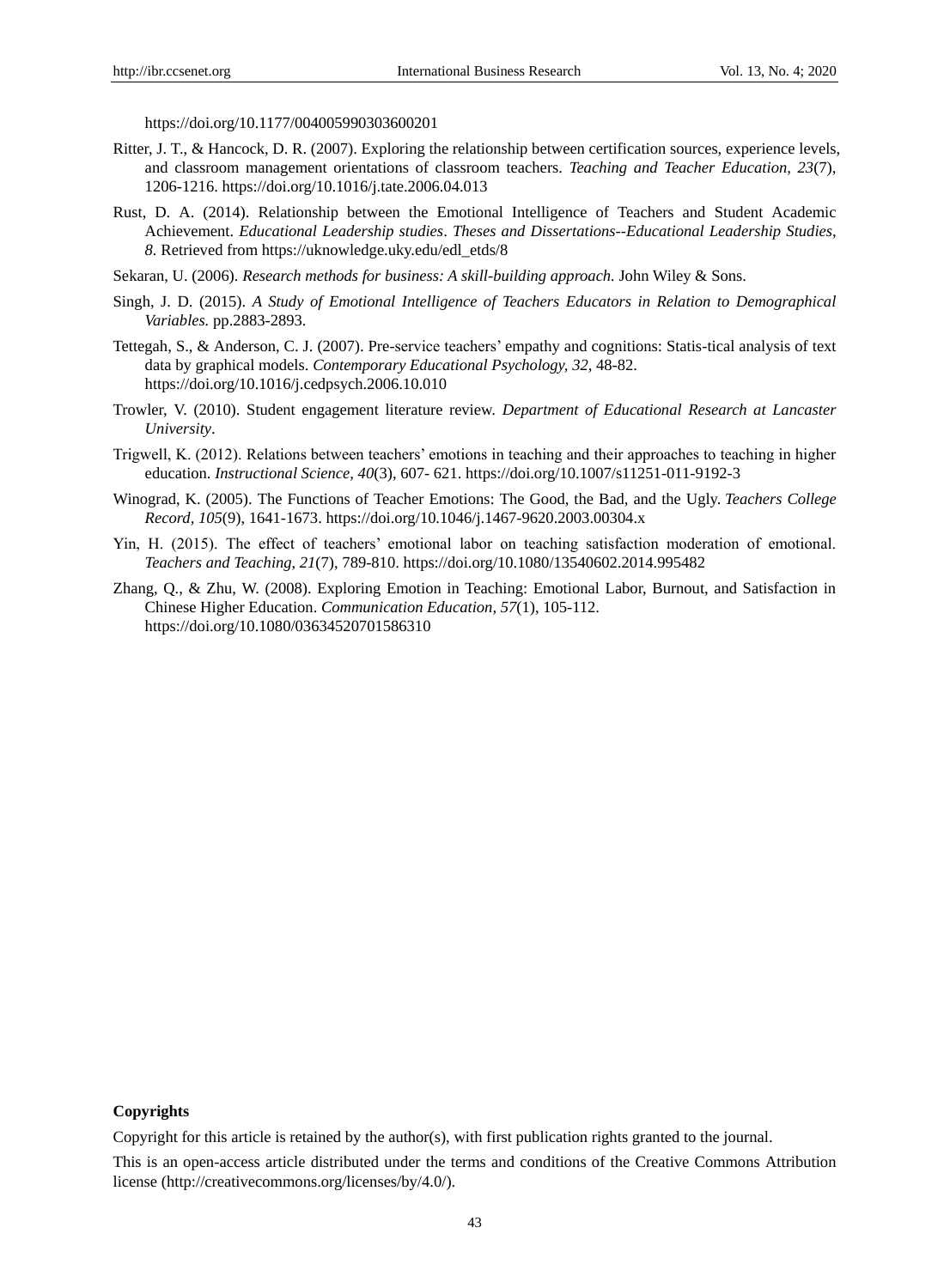https://doi.org/10.1177/004005990303600201

Ritter, J. T., & Hancock, D. R. (2007). Exploring the relationship between certification sources, experience levels, and classroom management orientations of classroom teachers. *Teaching and Teacher Education, 23*(7), 1206-1216. https://doi.org/10.1016/j.tate.2006.04.013

Rust, D. A. (2014). Relationship between the Emotional Intelligence of Teachers and Student Academic Achievement. *Educational Leadership studies*. *Theses and Dissertations--Educational Leadership Studies*, *8*. Retrieved from https://uknowledge.uky.edu/edl_etds/8

Sekaran, U. (2006). *Research methods for business: A skill-building approach.* John Wiley & Sons.

Singh, J. D. (2015). *A Study of Emotional Intelligence of Teachers Educators in Relation to Demographical Variables.* pp.2883-2893.

Tettegah, S., & Anderson, C. J. (2007). Pre-service teachers' empathy and cognitions: Statis-tical analysis of text data by graphical models. *Contemporary Educational Psychology, 32*, 48-82. https://doi.org/10.1016/j.cedpsych.2006.10.010

Trowler, V. (2010). Student engagement literature review. *Department of Educational Research at Lancaster University*.

Trigwell, K. (2012). Relations between teachers' emotions in teaching and their approaches to teaching in higher education. *Instructional Science, 40*(3), 607- 621. https://doi.org/10.1007/s11251-011-9192-3

Winograd, K. (2005). The Functions of Teacher Emotions: The Good, the Bad, and the Ugly. *Teachers College Record, 105*(9), 1641-1673. https://doi.org/10.1046/j.1467-9620.2003.00304.x

Yin, H. (2015). The effect of teachers' emotional labor on teaching satisfaction moderation of emotional. *Teachers and Teaching*, *21*(7), 789-810. https://doi.org/10.1080/13540602.2014.995482

Zhang, Q., & Zhu, W. (2008). Exploring Emotion in Teaching: Emotional Labor, Burnout, and Satisfaction in Chinese Higher Education. *Communication Education*, *57*(1), 105-112. https://doi.org/10.1080/03634520701586310

**Copyrights**

Copyright for this article is retained by the author(s), with first publication rights granted to the journal.

This is an open-access article distributed under the terms and conditions of the Creative Commons Attribution license (http://creativecommons.org/licenses/by/4.0/).